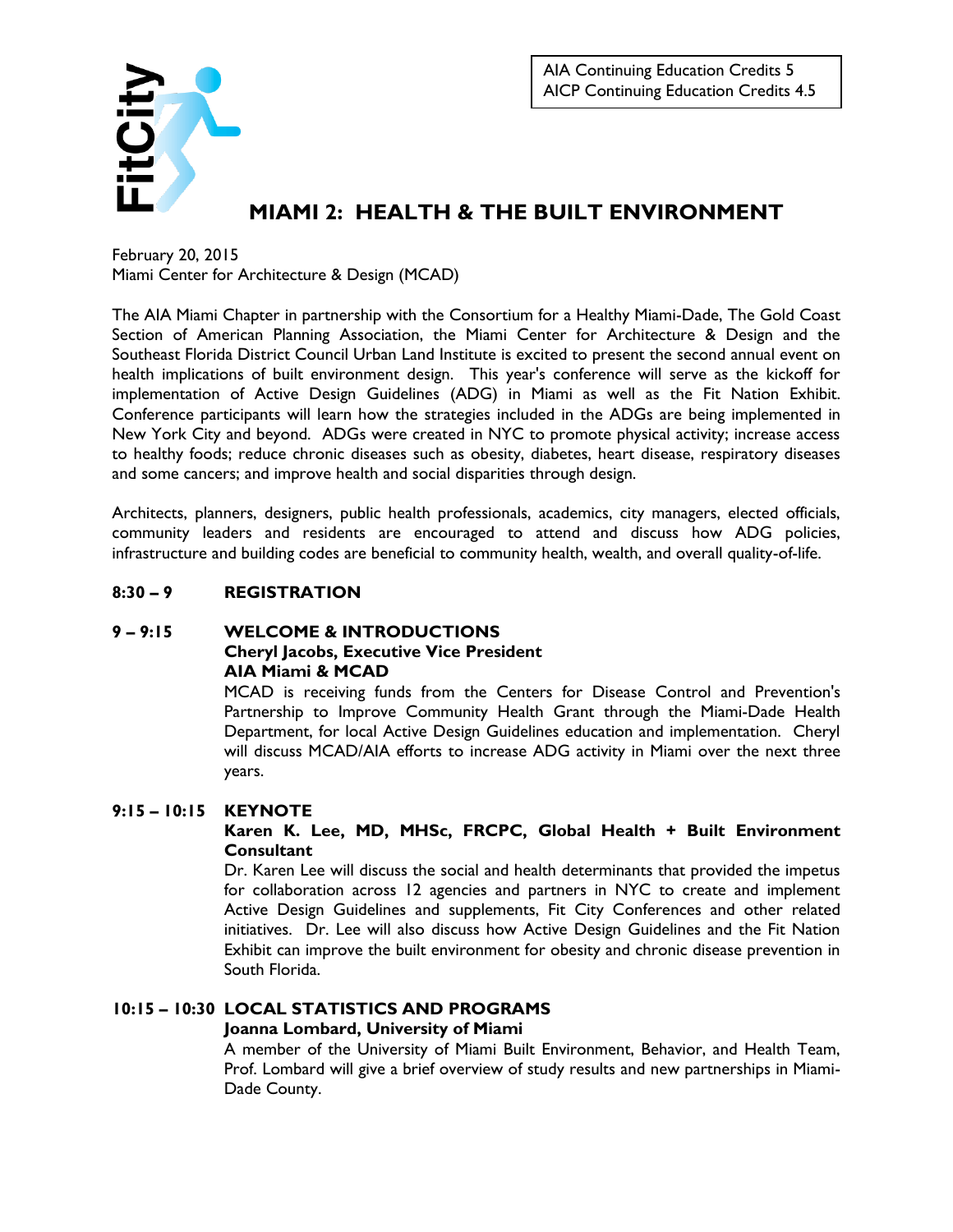AIA Continuing Education Credits 5
AICP Continuing Education Credits 4.5

FitCity

# MIAMI 2: HEALTH & THE BUILT ENVIRONMENT

February 20, 2015
Miami Center for Architecture & Design (MCAD)

The AIA Miami Chapter in partnership with the Consortium for a Healthy Miami-Dade, The Gold Coast Section of American Planning Association, the Miami Center for Architecture & Design and the Southeast Florida District Council Urban Land Institute is excited to present the second annual event on health implications of built environment design. This year's conference will serve as the kickoff for implementation of Active Design Guidelines (ADG) in Miami as well as the Fit Nation Exhibit. Conference participants will learn how the strategies included in the ADGs are being implemented in New York City and beyond. ADGs were created in NYC to promote physical activity; increase access to healthy foods; reduce chronic diseases such as obesity, diabetes, heart disease, respiratory diseases and some cancers; and improve health and social disparities through design.

Architects, planners, designers, public health professionals, academics, city managers, elected officials, community leaders and residents are encouraged to attend and discuss how ADG policies, infrastructure and building codes are beneficial to community health, wealth, and overall quality-of-life.

**8:30 – 9 REGISTRATION**

**9 – 9:15 WELCOME & INTRODUCTIONS**
**Cheryl Jacobs, Executive Vice President**
**AIA Miami & MCAD**
MCAD is receiving funds from the Centers for Disease Control and Prevention's Partnership to Improve Community Health Grant through the Miami-Dade Health Department, for local Active Design Guidelines education and implementation. Cheryl will discuss MCAD/AIA efforts to increase ADG activity in Miami over the next three years.

**9:15 – 10:15 KEYNOTE**
**Karen K. Lee, MD, MHSc, FRCPC, Global Health + Built Environment Consultant**
Dr. Karen Lee will discuss the social and health determinants that provided the impetus for collaboration across 12 agencies and partners in NYC to create and implement Active Design Guidelines and supplements, Fit City Conferences and other related initiatives. Dr. Lee will also discuss how Active Design Guidelines and the Fit Nation Exhibit can improve the built environment for obesity and chronic disease prevention in South Florida.

**10:15 – 10:30 LOCAL STATISTICS AND PROGRAMS**
**Joanna Lombard, University of Miami**
A member of the University of Miami Built Environment, Behavior, and Health Team, Prof. Lombard will give a brief overview of study results and new partnerships in Miami-Dade County.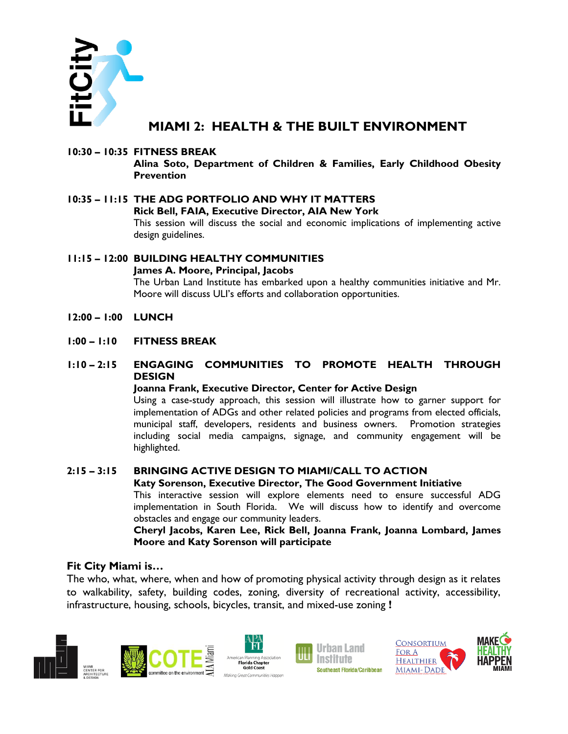FitCity

# MIAMI 2: HEALTH & THE BUILT ENVIRONMENT

**10:30 – 10:35 FITNESS BREAK**
**Alina Soto, Department of Children & Families, Early Childhood Obesity Prevention**

**10:35 – 11:15 THE ADG PORTFOLIO AND WHY IT MATTERS**
**Rick Bell, FAIA, Executive Director, AIA New York**
This session will discuss the social and economic implications of implementing active design guidelines.

**11:15 – 12:00 BUILDING HEALTHY COMMUNITIES**
**James A. Moore, Principal, Jacobs**
The Urban Land Institute has embarked upon a healthy communities initiative and Mr. Moore will discuss ULI's efforts and collaboration opportunities.

**12:00 – 1:00 LUNCH**

**1:00 – 1:10 FITNESS BREAK**

**1:10 – 2:15 ENGAGING COMMUNITIES TO PROMOTE HEALTH THROUGH DESIGN**
**Joanna Frank, Executive Director, Center for Active Design**
Using a case-study approach, this session will illustrate how to garner support for implementation of ADGs and other related policies and programs from elected officials, municipal staff, developers, residents and business owners. Promotion strategies including social media campaigns, signage, and community engagement will be highlighted.

**2:15 – 3:15 BRINGING ACTIVE DESIGN TO MIAMI/CALL TO ACTION**
**Katy Sorenson, Executive Director, The Good Government Initiative**
This interactive session will explore elements need to ensure successful ADG implementation in South Florida. We will discuss how to identify and overcome obstacles and engage our community leaders.
**Cheryl Jacobs, Karen Lee, Rick Bell, Joanna Frank, Joanna Lombard, James Moore and Katy Sorenson will participate**

**Fit City Miami is…**
The who, what, where, when and how of promoting physical activity through design as it relates to walkability, safety, building codes, zoning, diversity of recreational activity, accessibility, infrastructure, housing, schools, bicycles, transit, and mixed-use zoning **!**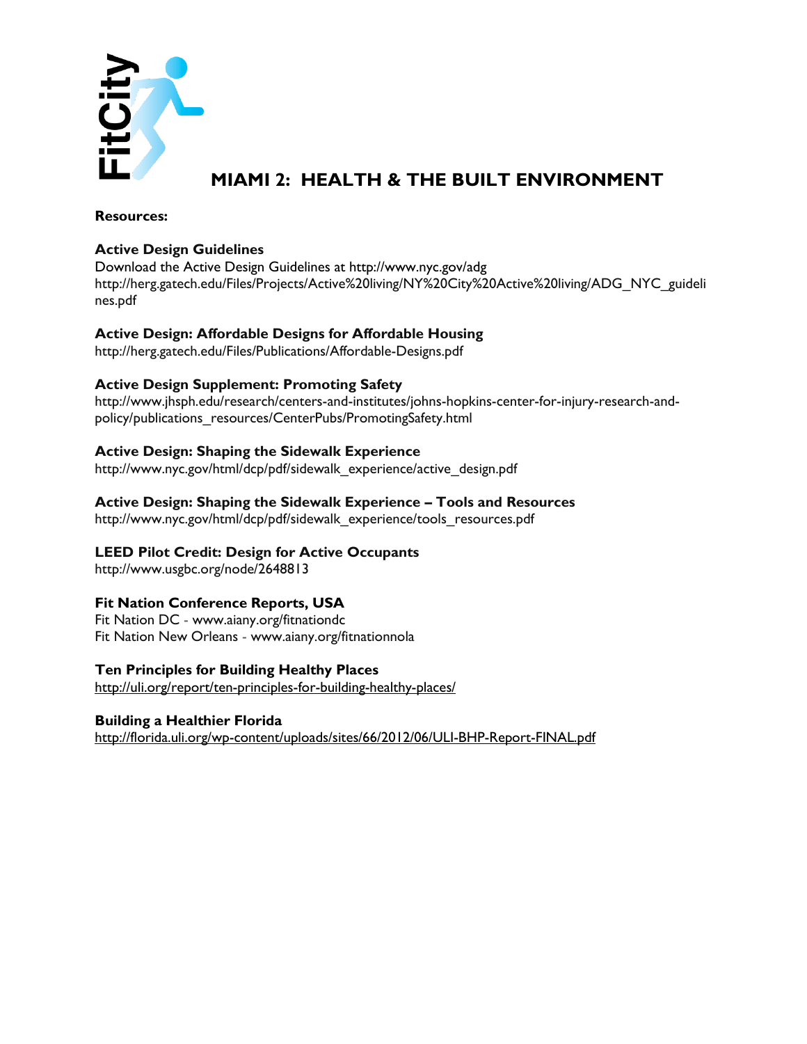FitCity

# MIAMI 2: HEALTH & THE BUILT ENVIRONMENT

**Resources:**

**Active Design Guidelines**
Download the Active Design Guidelines at http://www.nyc.gov/adg
http://herg.gatech.edu/Files/Projects/Active%20living/NY%20City%20Active%20living/ADG_NYC_guidelines.pdf

**Active Design: Affordable Designs for Affordable Housing**
http://herg.gatech.edu/Files/Publications/Affordable-Designs.pdf

**Active Design Supplement: Promoting Safety**
http://www.jhsph.edu/research/centers-and-institutes/johns-hopkins-center-for-injury-research-and-policy/publications_resources/CenterPubs/PromotingSafety.html

**Active Design: Shaping the Sidewalk Experience**
http://www.nyc.gov/html/dcp/pdf/sidewalk_experience/active_design.pdf

**Active Design: Shaping the Sidewalk Experience – Tools and Resources**
http://www.nyc.gov/html/dcp/pdf/sidewalk_experience/tools_resources.pdf

**LEED Pilot Credit: Design for Active Occupants**
http://www.usgbc.org/node/2648813

**Fit Nation Conference Reports, USA**
Fit Nation DC - www.aiany.org/fitnationdc
Fit Nation New Orleans - www.aiany.org/fitnationnola

**Ten Principles for Building Healthy Places**
http://uli.org/report/ten-principles-for-building-healthy-places/

**Building a Healthier Florida**
http://florida.uli.org/wp-content/uploads/sites/66/2012/06/ULI-BHP-Report-FINAL.pdf